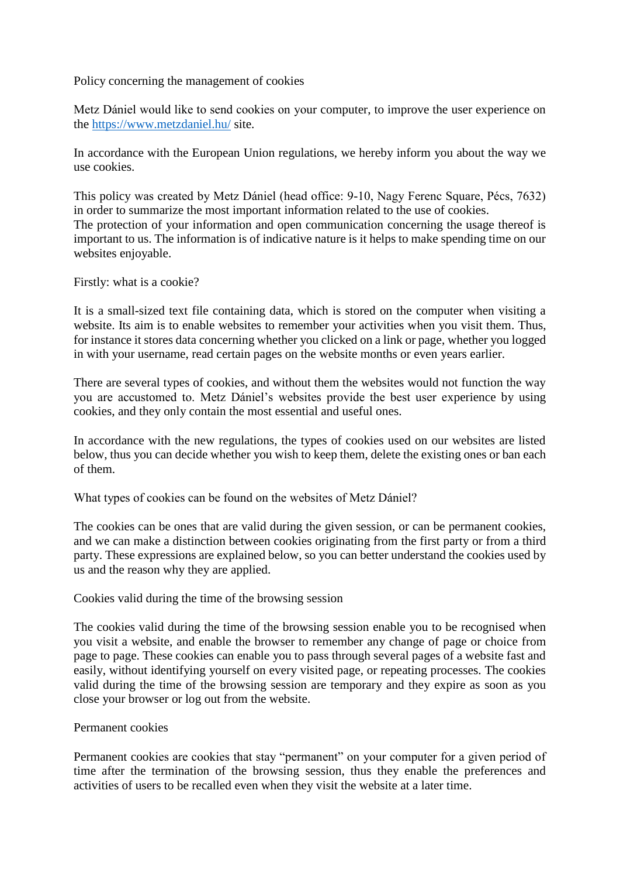# Policy concerning the management of cookies

Metz Dániel would like to send cookies on your computer, to improve the user experience on the [https://www.metzdaniel.hu/](https://www.metzdaniel.hu/) site.

In accordance with the European Union regulations, we hereby inform you about the way we use cookies.

This policy was created by Metz Dániel (head office: 9-10, Nagy Ferenc Square, Pécs, 7632) in order to summarize the most important information related to the use of cookies.
The protection of your information and open communication concerning the usage thereof is important to us. The information is of indicative nature is it helps to make spending time on our websites enjoyable.

## Firstly: what is a cookie?

It is a small-sized text file containing data, which is stored on the computer when visiting a website. Its aim is to enable websites to remember your activities when you visit them. Thus, for instance it stores data concerning whether you clicked on a link or page, whether you logged in with your username, read certain pages on the website months or even years earlier.

There are several types of cookies, and without them the websites would not function the way you are accustomed to. Metz Dániel's websites provide the best user experience by using cookies, and they only contain the most essential and useful ones.

In accordance with the new regulations, the types of cookies used on our websites are listed below, thus you can decide whether you wish to keep them, delete the existing ones or ban each of them.

## What types of cookies can be found on the websites of Metz Dániel?

The cookies can be ones that are valid during the given session, or can be permanent cookies, and we can make a distinction between cookies originating from the first party or from a third party. These expressions are explained below, so you can better understand the cookies used by us and the reason why they are applied.

### Cookies valid during the time of the browsing session

The cookies valid during the time of the browsing session enable you to be recognised when you visit a website, and enable the browser to remember any change of page or choice from page to page. These cookies can enable you to pass through several pages of a website fast and easily, without identifying yourself on every visited page, or repeating processes. The cookies valid during the time of the browsing session are temporary and they expire as soon as you close your browser or log out from the website.

### Permanent cookies

Permanent cookies are cookies that stay "permanent" on your computer for a given period of time after the termination of the browsing session, thus they enable the preferences and activities of users to be recalled even when they visit the website at a later time.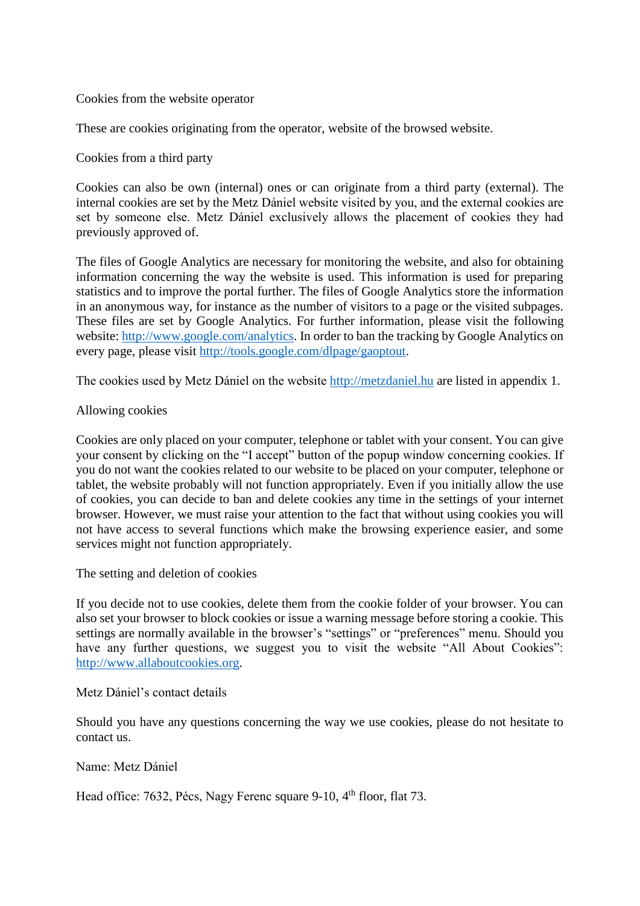## Cookies from the website operator

These are cookies originating from the operator, website of the browsed website.

## Cookies from a third party

Cookies can also be own (internal) ones or can originate from a third party (external). The internal cookies are set by the Metz Dániel website visited by you, and the external cookies are set by someone else. Metz Dániel exclusively allows the placement of cookies they had previously approved of.

The files of Google Analytics are necessary for monitoring the website, and also for obtaining information concerning the way the website is used. This information is used for preparing statistics and to improve the portal further. The files of Google Analytics store the information in an anonymous way, for instance as the number of visitors to a page or the visited subpages. These files are set by Google Analytics. For further information, please visit the following website: [http://www.google.com/analytics](http://www.google.com/analytics). In order to ban the tracking by Google Analytics on every page, please visit [http://tools.google.com/dlpage/gaoptout](http://tools.google.com/dlpage/gaoptout).

The cookies used by Metz Dániel on the website [http://metzdaniel.hu](http://metzdaniel.hu) are listed in appendix 1.

## Allowing cookies

Cookies are only placed on your computer, telephone or tablet with your consent. You can give your consent by clicking on the "I accept" button of the popup window concerning cookies. If you do not want the cookies related to our website to be placed on your computer, telephone or tablet, the website probably will not function appropriately. Even if you initially allow the use of cookies, you can decide to ban and delete cookies any time in the settings of your internet browser. However, we must raise your attention to the fact that without using cookies you will not have access to several functions which make the browsing experience easier, and some services might not function appropriately.

## The setting and deletion of cookies

If you decide not to use cookies, delete them from the cookie folder of your browser. You can also set your browser to block cookies or issue a warning message before storing a cookie. This settings are normally available in the browser's "settings" or "preferences" menu. Should you have any further questions, we suggest you to visit the website "All About Cookies": [http://www.allaboutcookies.org](http://www.allaboutcookies.org).

## Metz Dániel's contact details

Should you have any questions concerning the way we use cookies, please do not hesitate to contact us.

Name: Metz Dániel

Head office: 7632, Pécs, Nagy Ferenc square 9-10, 4th floor, flat 73.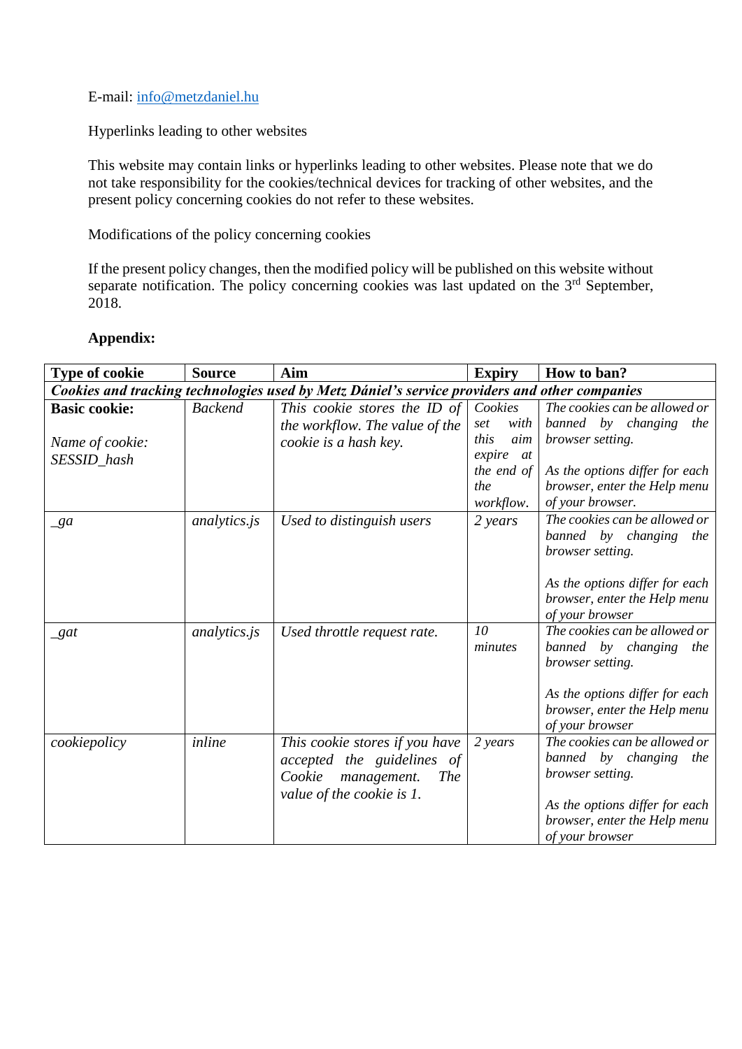E-mail: info@metzdaniel.hu

Hyperlinks leading to other websites

This website may contain links or hyperlinks leading to other websites. Please note that we do not take responsibility for the cookies/technical devices for tracking of other websites, and the present policy concerning cookies do not refer to these websites.

Modifications of the policy concerning cookies

If the present policy changes, then the modified policy will be published on this website without separate notification. The policy concerning cookies was last updated on the 3rd September, 2018.

**Appendix:**

| Type of cookie | Source | Aim | Expiry | How to ban? |
|---|---|---|---|---|
| ***Cookies and tracking technologies used by Metz Dániel's service providers and other companies*** | | | | |
| **Basic cookie:** *Name of cookie: SESSID_hash* | *Backend* | *This cookie stores the ID of the workflow. The value of the cookie is a hash key.* | *Cookies set with this aim expire at the end of the workflow.* | *The cookies can be allowed or banned by changing the browser setting. As the options differ for each browser, enter the Help menu of your browser.* |
| *_ga* | *analytics.js* | *Used to distinguish users* | *2 years* | *The cookies can be allowed or banned by changing the browser setting. As the options differ for each browser, enter the Help menu of your browser* |
| *_gat* | *analytics.js* | *Used throttle request rate.* | *10 minutes* | *The cookies can be allowed or banned by changing the browser setting. As the options differ for each browser, enter the Help menu of your browser* |
| *cookiepolicy* | *inline* | *This cookie stores if you have accepted the guidelines of Cookie management. The value of the cookie is 1.* | *2 years* | *The cookies can be allowed or banned by changing the browser setting. As the options differ for each browser, enter the Help menu of your browser* |